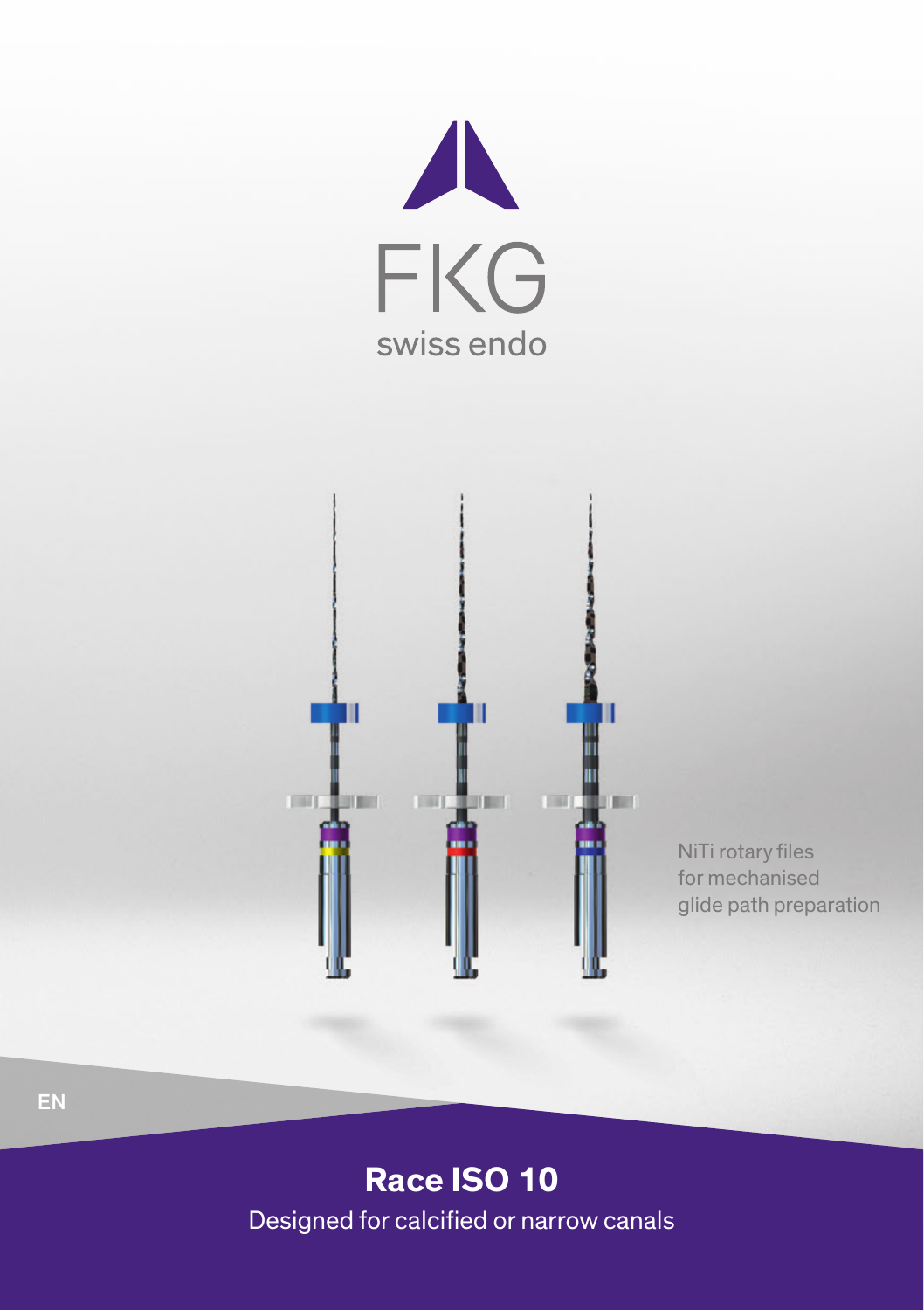FKG

swiss endo

NiTi rotary files for mechanised glide path preparation

EN

# Race ISO 10

Designed for calcified or narrow canals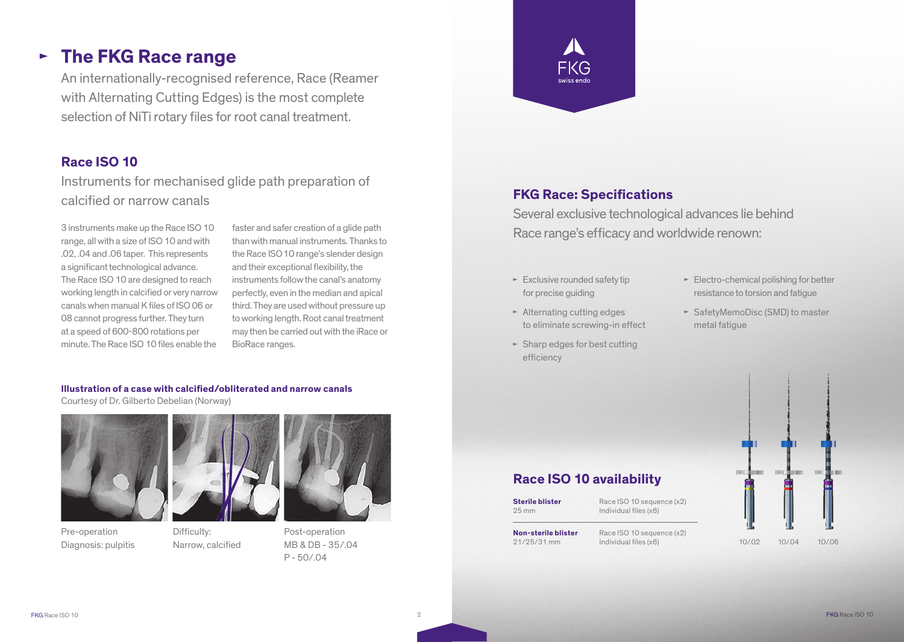# The FKG Race range

An internationally-recognised reference, Race (Reamer with Alternating Cutting Edges) is the most complete selection of NiTi rotary files for root canal treatment.

## Race ISO 10

Instruments for mechanised glide path preparation of calcified or narrow canals

3 instruments make up the Race ISO 10 range, all with a size of ISO 10 and with .02, .04 and .06 taper. This represents a significant technological advance. The Race ISO 10 are designed to reach working length in calcified or very narrow canals when manual K files of ISO 06 or 08 cannot progress further. They turn at a speed of 600-800 rotations per minute. The Race ISO 10 files enable the faster and safer creation of a glide path than with manual instruments. Thanks to the Race ISO 10 range's slender design and their exceptional flexibility, the instruments follow the canal's anatomy perfectly, even in the median and apical third. They are used without pressure up to working length. Root canal treatment may then be carried out with the iRace or BioRace ranges.

**Illustration of a case with calcified/obliterated and narrow canals**
Courtesy of Dr. Gilberto Debelian (Norway)

Pre-operation
Diagnosis: pulpitis

Difficulty:
Narrow, calcified

Post-operation
MB & DB - 35/.04
P - 50/.04

## FKG Race: Specifications

Several exclusive technological advances lie behind Race range's efficacy and worldwide renown:

- Exclusive rounded safety tip for precise guiding
- Alternating cutting edges to eliminate screwing-in effect
- Sharp edges for best cutting efficiency
- Electro-chemical polishing for better resistance to torsion and fatigue
- SafetyMemoDisc (SMD) to master metal fatigue

## Race ISO 10 availability

| | |
|---|---|
| **Sterile blister**<br>25 mm | Race ISO 10 sequence (x2)<br>Individual files (x6) |
| **Non-sterile blister**<br>21/25/31 mm | Race ISO 10 sequence (x2)<br>Individual files (x6) |

10/.02 10/.04 10/.06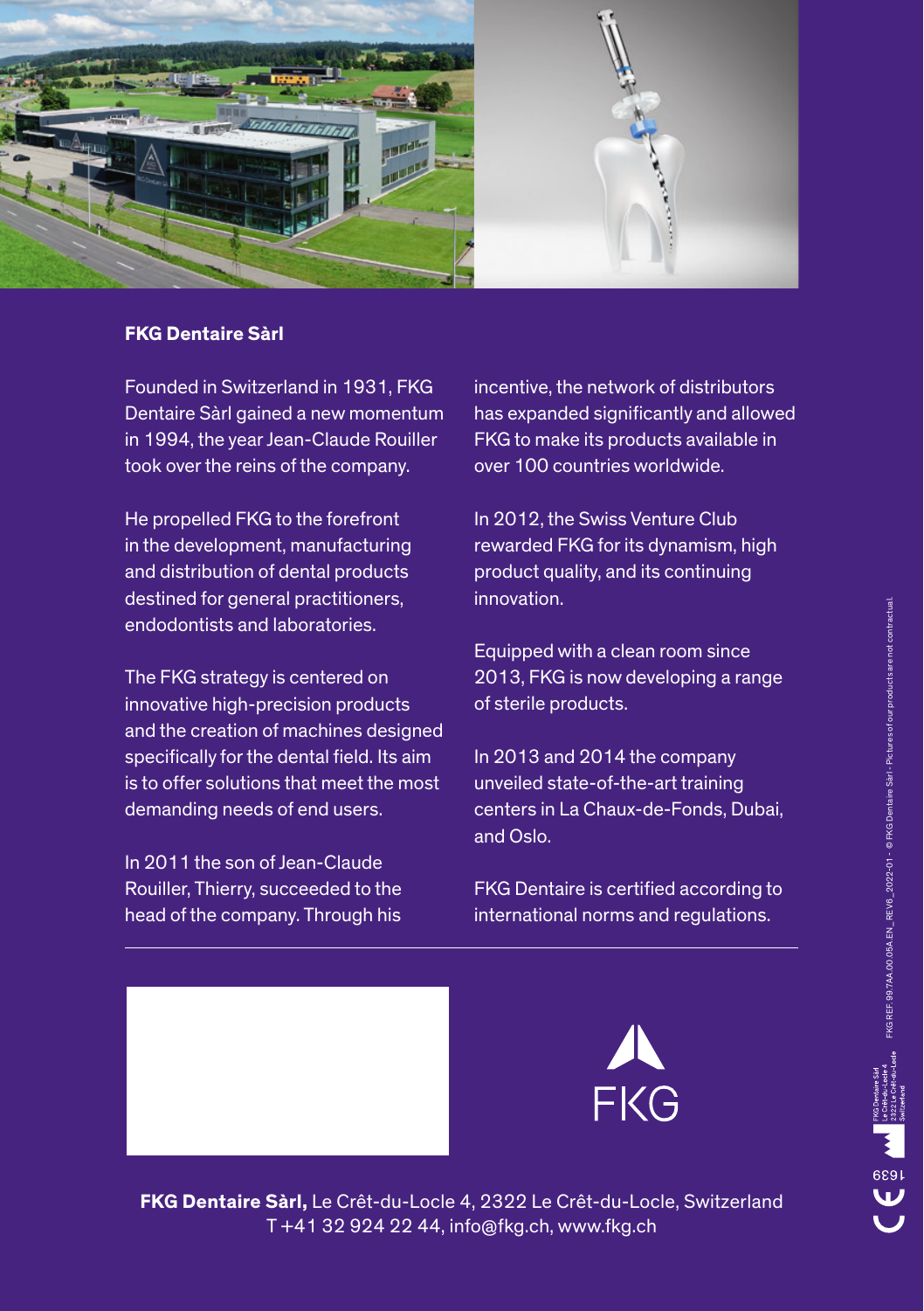**FKG Dentaire Sàrl**

Founded in Switzerland in 1931, FKG Dentaire Sàrl gained a new momentum in 1994, the year Jean-Claude Rouiller took over the reins of the company.

He propelled FKG to the forefront in the development, manufacturing and distribution of dental products destined for general practitioners, endodontists and laboratories.

The FKG strategy is centered on innovative high-precision products and the creation of machines designed specifically for the dental field. Its aim is to offer solutions that meet the most demanding needs of end users.

In 2011 the son of Jean-Claude Rouiller, Thierry, succeeded to the head of the company. Through his incentive, the network of distributors has expanded significantly and allowed FKG to make its products available in over 100 countries worldwide.

In 2012, the Swiss Venture Club rewarded FKG for its dynamism, high product quality, and its continuing innovation.

Equipped with a clean room since 2013, FKG is now developing a range of sterile products.

In 2013 and 2014 the company unveiled state-of-the-art training centers in La Chaux-de-Fonds, Dubai, and Oslo.

FKG Dentaire is certified according to international norms and regulations.

FKG

**FKG Dentaire Sàrl,** Le Crêt-du-Locle 4, 2322 Le Crêt-du-Locle, Switzerland
T +41 32 924 22 44, info@fkg.ch, www.fkg.ch

FKG REF. 997AA.00.05A.EN_REV6_2022-01 · © FKG Dentaire Sàrl · Pictures of our products are not contractual.

FKG Dentaire Sàrl
Le Crêt-du-Locle 4
2322 Le Crêt-du-Locle
Switzerland

CE 1639